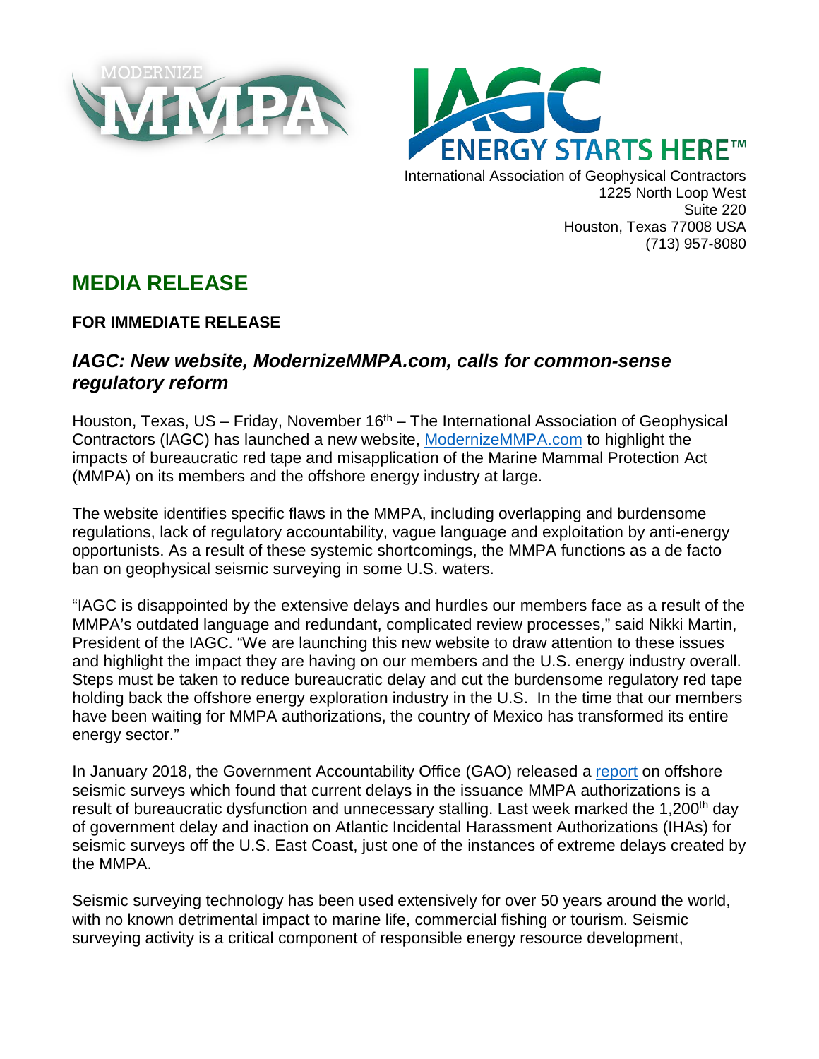MODERNIZE MMPA

IAGC ENERGY STARTS HERE™

International Association of Geophysical Contractors
1225 North Loop West
Suite 220
Houston, Texas 77008 USA
(713) 957-8080

## MEDIA RELEASE

**FOR IMMEDIATE RELEASE**

### *IAGC: New website, ModernizeMMPA.com, calls for common-sense regulatory reform*

Houston, Texas, US – Friday, November 16th – The International Association of Geophysical Contractors (IAGC) has launched a new website, [ModernizeMMPA.com](ModernizeMMPA.com) to highlight the impacts of bureaucratic red tape and misapplication of the Marine Mammal Protection Act (MMPA) on its members and the offshore energy industry at large.

The website identifies specific flaws in the MMPA, including overlapping and burdensome regulations, lack of regulatory accountability, vague language and exploitation by anti-energy opportunists. As a result of these systemic shortcomings, the MMPA functions as a de facto ban on geophysical seismic surveying in some U.S. waters.

"IAGC is disappointed by the extensive delays and hurdles our members face as a result of the MMPA's outdated language and redundant, complicated review processes," said Nikki Martin, President of the IAGC. "We are launching this new website to draw attention to these issues and highlight the impact they are having on our members and the U.S. energy industry overall. Steps must be taken to reduce bureaucratic delay and cut the burdensome regulatory red tape holding back the offshore energy exploration industry in the U.S. In the time that our members have been waiting for MMPA authorizations, the country of Mexico has transformed its entire energy sector."

In January 2018, the Government Accountability Office (GAO) released a report on offshore seismic surveys which found that current delays in the issuance MMPA authorizations is a result of bureaucratic dysfunction and unnecessary stalling. Last week marked the 1,200th day of government delay and inaction on Atlantic Incidental Harassment Authorizations (IHAs) for seismic surveys off the U.S. East Coast, just one of the instances of extreme delays created by the MMPA.

Seismic surveying technology has been used extensively for over 50 years around the world, with no known detrimental impact to marine life, commercial fishing or tourism. Seismic surveying activity is a critical component of responsible energy resource development,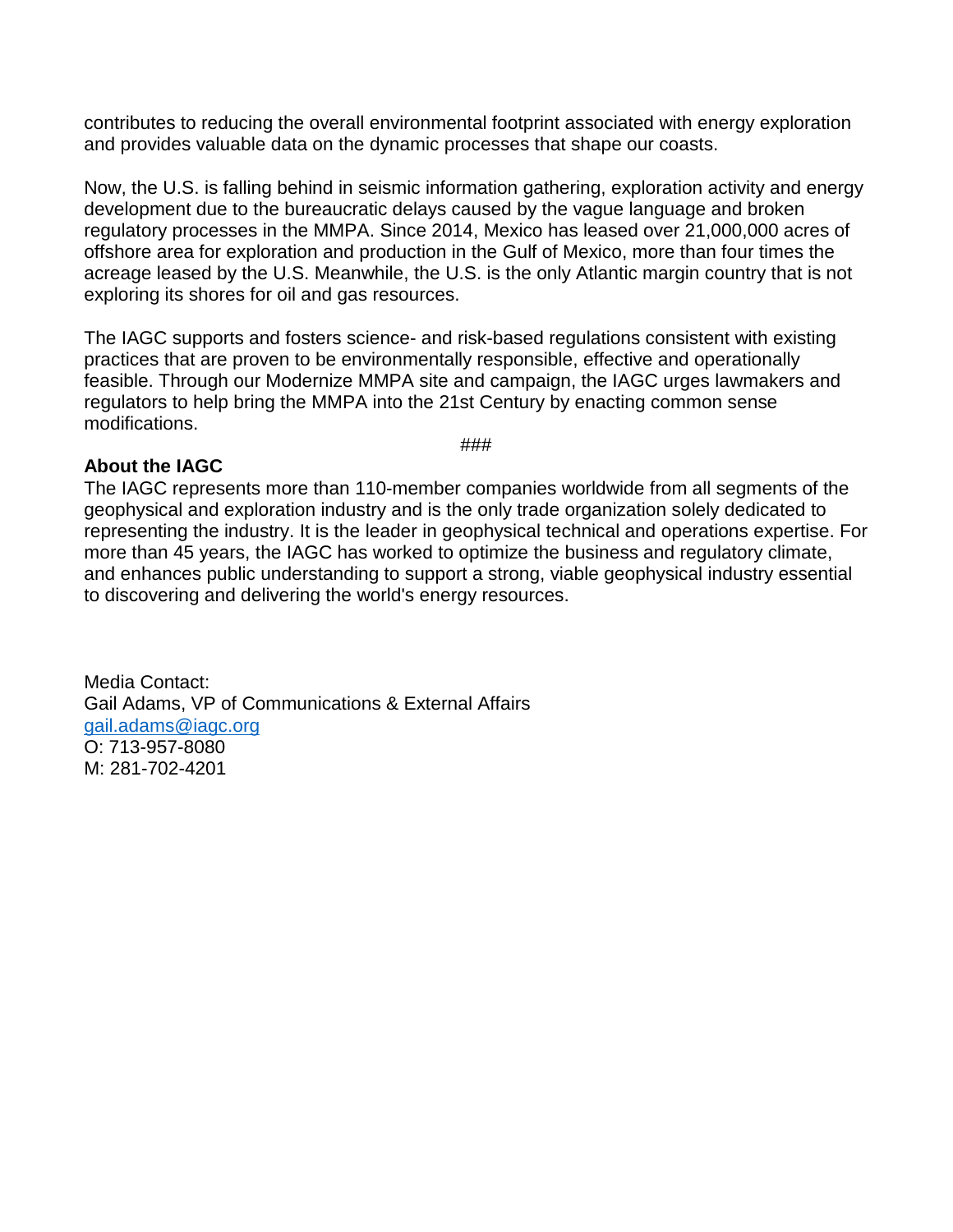contributes to reducing the overall environmental footprint associated with energy exploration and provides valuable data on the dynamic processes that shape our coasts.

Now, the U.S. is falling behind in seismic information gathering, exploration activity and energy development due to the bureaucratic delays caused by the vague language and broken regulatory processes in the MMPA. Since 2014, Mexico has leased over 21,000,000 acres of offshore area for exploration and production in the Gulf of Mexico, more than four times the acreage leased by the U.S. Meanwhile, the U.S. is the only Atlantic margin country that is not exploring its shores for oil and gas resources.

The IAGC supports and fosters science- and risk-based regulations consistent with existing practices that are proven to be environmentally responsible, effective and operationally feasible. Through our Modernize MMPA site and campaign, the IAGC urges lawmakers and regulators to help bring the MMPA into the 21st Century by enacting common sense modifications.

###

**About the IAGC**

The IAGC represents more than 110-member companies worldwide from all segments of the geophysical and exploration industry and is the only trade organization solely dedicated to representing the industry. It is the leader in geophysical technical and operations expertise. For more than 45 years, the IAGC has worked to optimize the business and regulatory climate, and enhances public understanding to support a strong, viable geophysical industry essential to discovering and delivering the world's energy resources.

Media Contact:
Gail Adams, VP of Communications & External Affairs
gail.adams@iagc.org
O: 713-957-8080
M: 281-702-4201